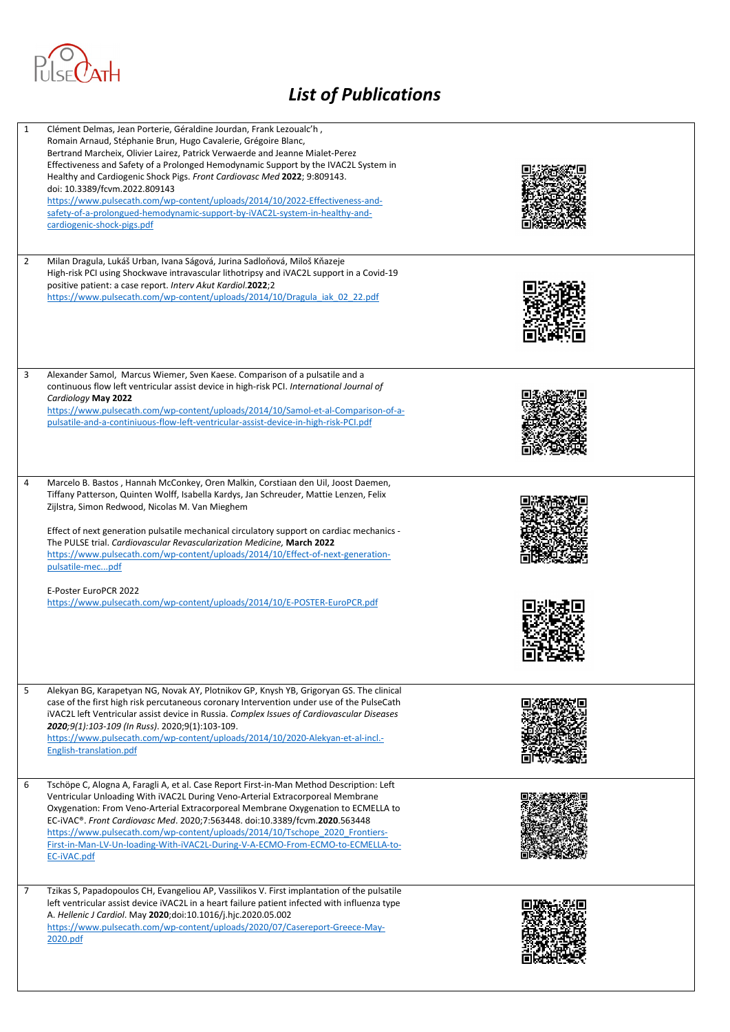PulseCath

# List of Publications

1. Clément Delmas, Jean Porterie, Géraldine Jourdan, Frank Lezoualc'h , Romain Arnaud, Stéphanie Brun, Hugo Cavalerie, Grégoire Blanc, Bertrand Marcheix, Olivier Lairez, Patrick Verwaerde and Jeanne Mialet-Perez
   Effectiveness and Safety of a Prolonged Hemodynamic Support by the IVAC2L System in Healthy and Cardiogenic Shock Pigs. *Front Cardiovasc Med* **2022**; 9:809143.
   doi: 10.3389/fcvm.2022.809143
   https://www.pulsecath.com/wp-content/uploads/2014/10/2022-Effectiveness-and-safety-of-a-prolongued-hemodynamic-support-by-iVAC2L-system-in-healthy-and-cardiogenic-shock-pigs.pdf

2. Milan Dragula, Lukáš Urban, Ivana Ságová, Jurina Sadloňová, Miloš Kňazeje
   High-risk PCI using Shockwave intravascular lithotripsy and iVAC2L support in a Covid-19 positive patient: a case report. *Interv Akut Kardiol.***2022**;2
   https://www.pulsecath.com/wp-content/uploads/2014/10/Dragula_iak_02_22.pdf

3. Alexander Samol, Marcus Wiemer, Sven Kaese. Comparison of a pulsatile and a continuous flow left ventricular assist device in high-risk PCI. *International Journal of Cardiology* **May 2022**
   https://www.pulsecath.com/wp-content/uploads/2014/10/Samol-et-al-Comparison-of-a-pulsatile-and-a-continiuous-flow-left-ventricular-assist-device-in-high-risk-PCI.pdf

4. Marcelo B. Bastos , Hannah McConkey, Oren Malkin, Corstiaan den Uil, Joost Daemen, Tiffany Patterson, Quinten Wolff, Isabella Kardys, Jan Schreuder, Mattie Lenzen, Felix Zijlstra, Simon Redwood, Nicolas M. Van Mieghem

   Effect of next generation pulsatile mechanical circulatory support on cardiac mechanics - The PULSE trial. *Cardiovascular Revascularization Medicine,* **March 2022**
   https://www.pulsecath.com/wp-content/uploads/2014/10/Effect-of-next-generation-pulsatile-mec...pdf

   E-Poster EuroPCR 2022
   https://www.pulsecath.com/wp-content/uploads/2014/10/E-POSTER-EuroPCR.pdf

5. Alekyan BG, Karapetyan NG, Novak AY, Plotnikov GP, Knysh YB, Grigoryan GS. The clinical case of the first high risk percutaneous coronary Intervention under use of the PulseCath iVAC2L left Ventricular assist device in Russia. *Complex Issues of Cardiovascular Diseases* ***2020****;9(1):103-109 (In Russ)*. 2020;9(1):103-109.
   https://www.pulsecath.com/wp-content/uploads/2014/10/2020-Alekyan-et-al-incl.-English-translation.pdf

6. Tschöpe C, Alogna A, Faragli A, et al. Case Report First-in-Man Method Description: Left Ventricular Unloading With iVAC2L During Veno-Arterial Extracorporeal Membrane Oxygenation: From Veno-Arterial Extracorporeal Membrane Oxygenation to ECMELLA to EC-iVAC®. *Front Cardiovasc Med*. 2020;7:563448. doi:10.3389/fcvm.**2020**.563448
   https://www.pulsecath.com/wp-content/uploads/2014/10/Tschope_2020_Frontiers-First-in-Man-LV-Un-loading-With-iVAC2L-During-V-A-ECMO-From-ECMO-to-ECMELLA-to-EC-iVAC.pdf

7. Tzikas S, Papadopoulos CH, Evangeliou AP, Vassilikos V. First implantation of the pulsatile left ventricular assist device iVAC2L in a heart failure patient infected with influenza type A. *Hellenic J Cardiol*. May **2020**;doi:10.1016/j.hjc.2020.05.002
   https://www.pulsecath.com/wp-content/uploads/2020/07/Casereport-Greece-May-2020.pdf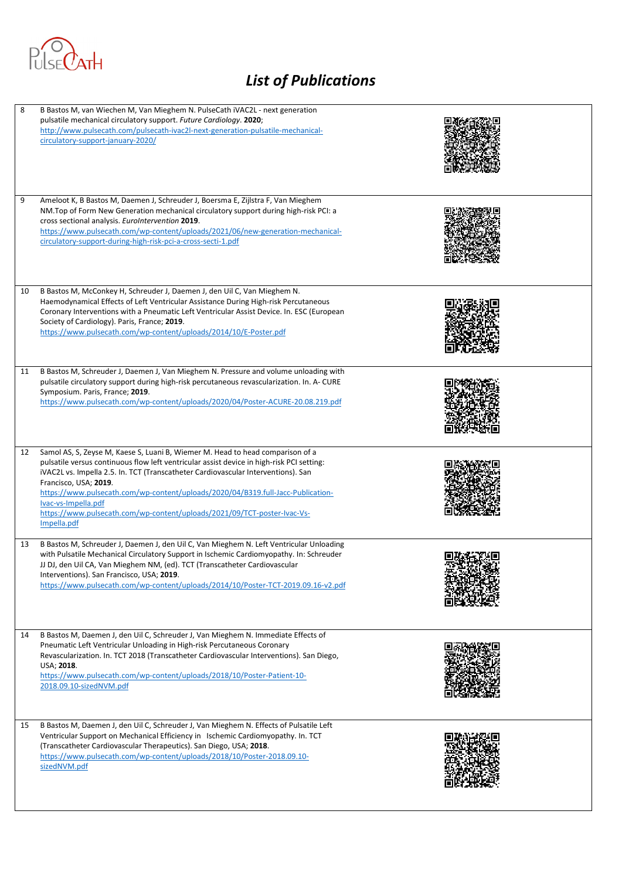# *List of Publications*

| | | |
|---|---|---|
| 8 | B Bastos M, van Wiechen M, Van Mieghem N. PulseCath iVAC2L - next generation pulsatile mechanical circulatory support. *Future Cardiology*. **2020**; http://www.pulsecath.com/pulsecath-ivac2l-next-generation-pulsatile-mechanical-circulatory-support-january-2020/ | |
| 9 | Ameloot K, B Bastos M, Daemen J, Schreuder J, Boersma E, Zijlstra F, Van Mieghem NM.Top of Form New Generation mechanical circulatory support during high-risk PCI: a cross sectional analysis. *EuroIntervention* **2019**. https://www.pulsecath.com/wp-content/uploads/2021/06/new-generation-mechanical-circulatory-support-during-high-risk-pci-a-cross-secti-1.pdf | |
| 10 | B Bastos M, McConkey H, Schreuder J, Daemen J, den Uil C, Van Mieghem N. Haemodynamical Effects of Left Ventricular Assistance During High-risk Percutaneous Coronary Interventions with a Pneumatic Left Ventricular Assist Device. In. ESC (European Society of Cardiology). Paris, France; **2019**. https://www.pulsecath.com/wp-content/uploads/2014/10/E-Poster.pdf | |
| 11 | B Bastos M, Schreuder J, Daemen J, Van Mieghem N. Pressure and volume unloading with pulsatile circulatory support during high-risk percutaneous revascularization. In. A- CURE Symposium. Paris, France; **2019**. https://www.pulsecath.com/wp-content/uploads/2020/04/Poster-ACURE-20.08.219.pdf | |
| 12 | Samol AS, S, Zeyse M, Kaese S, Luani B, Wiemer M. Head to head comparison of a pulsatile versus continuous flow left ventricular assist device in high-risk PCI setting: iVAC2L vs. Impella 2.5. In. TCT (Transcatheter Cardiovascular Interventions). San Francisco, USA; **2019**. https://www.pulsecath.com/wp-content/uploads/2020/04/B319.full-Jacc-Publication-Ivac-vs-Impella.pdf https://www.pulsecath.com/wp-content/uploads/2021/09/TCT-poster-Ivac-Vs-Impella.pdf | |
| 13 | B Bastos M, Schreuder J, Daemen J, den Uil C, Van Mieghem N. Left Ventricular Unloading with Pulsatile Mechanical Circulatory Support in Ischemic Cardiomyopathy. In: Schreuder JJ DJ, den Uil CA, Van Mieghem NM, (ed). TCT (Transcatheter Cardiovascular Interventions). San Francisco, USA; **2019**. https://www.pulsecath.com/wp-content/uploads/2014/10/Poster-TCT-2019.09.16-v2.pdf | |
| 14 | B Bastos M, Daemen J, den Uil C, Schreuder J, Van Mieghem N. Immediate Effects of Pneumatic Left Ventricular Unloading in High-risk Percutaneous Coronary Revascularization. In. TCT 2018 (Transcatheter Cardiovascular Interventions). San Diego, USA; **2018**. https://www.pulsecath.com/wp-content/uploads/2018/10/Poster-Patient-10-2018.09.10-sizedNVM.pdf | |
| 15 | B Bastos M, Daemen J, den Uil C, Schreuder J, Van Mieghem N. Effects of Pulsatile Left Ventricular Support on Mechanical Efficiency in Ischemic Cardiomyopathy. In. TCT (Transcatheter Cardiovascular Therapeutics). San Diego, USA; **2018**. https://www.pulsecath.com/wp-content/uploads/2018/10/Poster-2018.09.10-sizedNVM.pdf | |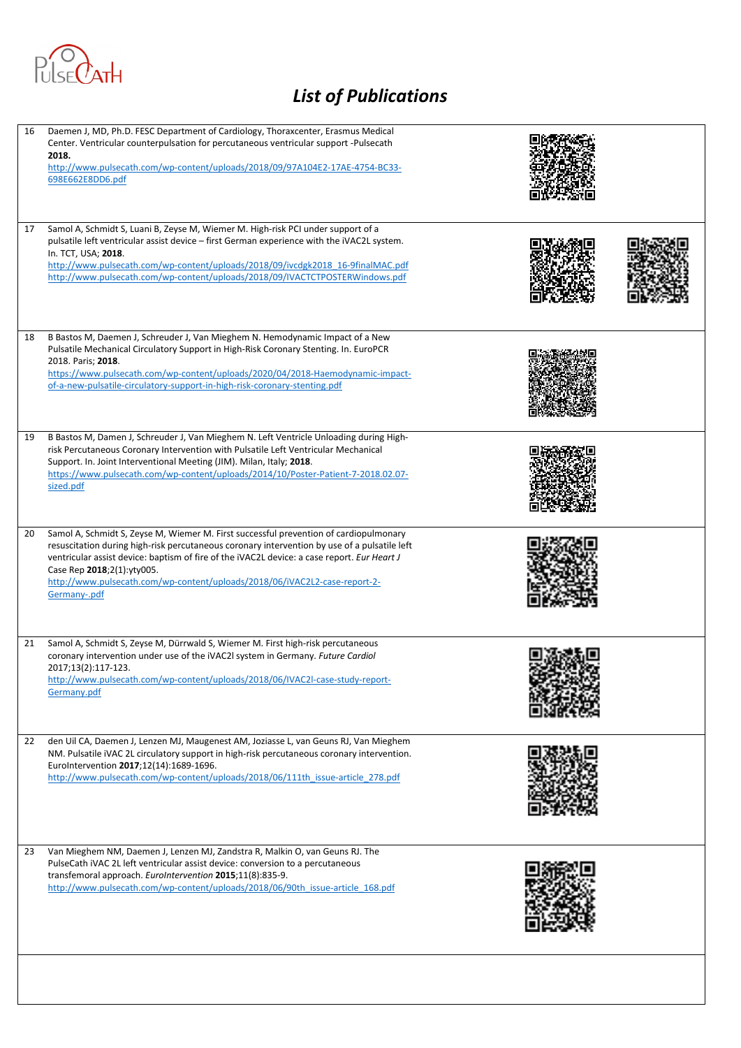# List of Publications

| | | |
|---|---|---|
| 16 | Daemen J, MD, Ph.D. FESC Department of Cardiology, Thoraxcenter, Erasmus Medical Center. Ventricular counterpulsation for percutaneous ventricular support -Pulsecath **2018.** http://www.pulsecath.com/wp-content/uploads/2018/09/97A104E2-17AE-4754-BC33-698E662E8DD6.pdf | |
| 17 | Samol A, Schmidt S, Luani B, Zeyse M, Wiemer M. High-risk PCI under support of a pulsatile left ventricular assist device – first German experience with the iVAC2L system. In. TCT, USA; **2018**. http://www.pulsecath.com/wp-content/uploads/2018/09/ivcdgk2018_16-9finalMAC.pdf http://www.pulsecath.com/wp-content/uploads/2018/09/IVACTCTPOSTERWindows.pdf | |
| 18 | B Bastos M, Daemen J, Schreuder J, Van Mieghem N. Hemodynamic Impact of a New Pulsatile Mechanical Circulatory Support in High-Risk Coronary Stenting. In. EuroPCR 2018. Paris; **2018**. https://www.pulsecath.com/wp-content/uploads/2020/04/2018-Haemodynamic-impact-of-a-new-pulsatile-circulatory-support-in-high-risk-coronary-stenting.pdf | |
| 19 | B Bastos M, Damen J, Schreuder J, Van Mieghem N. Left Ventricle Unloading during High-risk Percutaneous Coronary Intervention with Pulsatile Left Ventricular Mechanical Support. In. Joint Interventional Meeting (JIM). Milan, Italy; **2018**. https://www.pulsecath.com/wp-content/uploads/2014/10/Poster-Patient-7-2018.02.07-sized.pdf | |
| 20 | Samol A, Schmidt S, Zeyse M, Wiemer M. First successful prevention of cardiopulmonary resuscitation during high-risk percutaneous coronary intervention by use of a pulsatile left ventricular assist device: baptism of fire of the iVAC2L device: a case report. *Eur Heart J* Case Rep **2018**;2(1):yty005. http://www.pulsecath.com/wp-content/uploads/2018/06/iVAC2L2-case-report-2-Germany-.pdf | |
| 21 | Samol A, Schmidt S, Zeyse M, Dürrwald S, Wiemer M. First high-risk percutaneous coronary intervention under use of the iVAC2l system in Germany. *Future Cardiol* 2017;13(2):117-123. http://www.pulsecath.com/wp-content/uploads/2018/06/IVAC2l-case-study-report-Germany.pdf | |
| 22 | den Uil CA, Daemen J, Lenzen MJ, Maugenest AM, Joziasse L, van Geuns RJ, Van Mieghem NM. Pulsatile iVAC 2L circulatory support in high-risk percutaneous coronary intervention. EuroIntervention **2017**;12(14):1689-1696. http://www.pulsecath.com/wp-content/uploads/2018/06/111th_issue-article_278.pdf | |
| 23 | Van Mieghem NM, Daemen J, Lenzen MJ, Zandstra R, Malkin O, van Geuns RJ. The PulseCath iVAC 2L left ventricular assist device: conversion to a percutaneous transfemoral approach. *EuroIntervention* **2015**;11(8):835-9. http://www.pulsecath.com/wp-content/uploads/2018/06/90th_issue-article_168.pdf | |
| | | |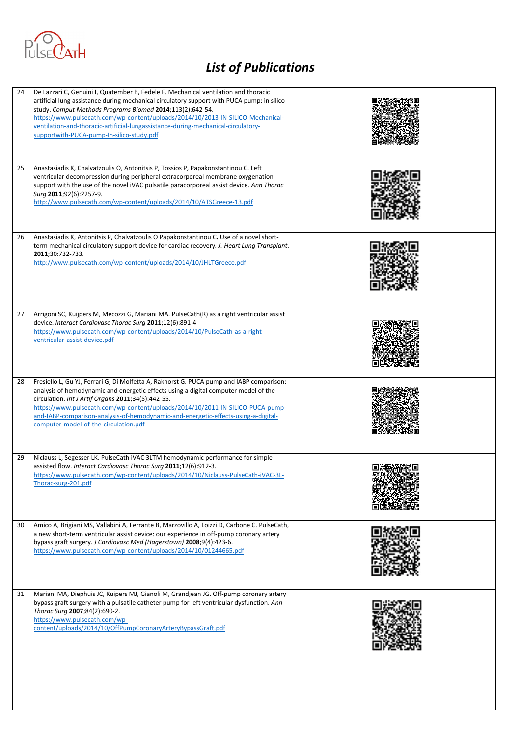## List of Publications

| | | |
|---|---|---|
| 24 | De Lazzari C, Genuini I, Quatember B, Fedele F. Mechanical ventilation and thoracic artificial lung assistance during mechanical circulatory support with PUCA pump: in silico study. *Comput Methods Programs Biomed* **2014**;113(2):642-54. https://www.pulsecath.com/wp-content/uploads/2014/10/2013-IN-SILICO-Mechanical-ventilation-and-thoracic-artificial-lungassistance-during-mechanical-circulatory-supportwith-PUCA-pump-In-silico-study.pdf | |
| 25 | Anastasiadis K, Chalvatzoulis O, Antonitsis P, Tossios P, Papakonstantinou C. Left ventricular decompression during peripheral extracorporeal membrane oxygenation support with the use of the novel iVAC pulsatile paracorporeal assist device. *Ann Thorac Surg* **2011**;92(6):2257-9. http://www.pulsecath.com/wp-content/uploads/2014/10/ATSGreece-13.pdf | |
| 26 | Anastasiadis K, Antonitsis P, Chalvatzoulis O Papakonstantinou C**.** Use of a novel short-term mechanical circulatory support device for cardiac recovery. *J. Heart Lung Transplant*. **2011**;30:732-733. http://www.pulsecath.com/wp-content/uploads/2014/10/JHLTGreece.pdf | |
| 27 | Arrigoni SC, Kuijpers M, Mecozzi G, Mariani MA. PulseCath(R) as a right ventricular assist device. *Interact Cardiovasc Thorac Surg* **2011**;12(6):891-4 https://www.pulsecath.com/wp-content/uploads/2014/10/PulseCath-as-a-right-ventricular-assist-device.pdf | |
| 28 | Fresiello L, Gu YJ, Ferrari G, Di Molfetta A, Rakhorst G. PUCA pump and IABP comparison: analysis of hemodynamic and energetic effects using a digital computer model of the circulation. *Int J Artif Organs* **2011**;34(5):442-55. https://www.pulsecath.com/wp-content/uploads/2014/10/2011-IN-SILICO-PUCA-pump-and-IABP-comparison-analysis-of-hemodynamic-and-energetic-effects-using-a-digital-computer-model-of-the-circulation.pdf | |
| 29 | Niclauss L, Segesser LK. PulseCath iVAC 3LTM hemodynamic performance for simple assisted flow. *Interact Cardiovasc Thorac Surg* **2011**;12(6):912-3. https://www.pulsecath.com/wp-content/uploads/2014/10/Niclauss-PulseCath-iVAC-3L-Thorac-surg-201.pdf | |
| 30 | Amico A, Brigiani MS, Vallabini A, Ferrante B, Marzovillo A, Loizzi D, Carbone C. PulseCath, a new short-term ventricular assist device: our experience in off-pump coronary artery bypass graft surgery. *J Cardiovasc Med (Hagerstown)* **2008**;9(4):423-6. https://www.pulsecath.com/wp-content/uploads/2014/10/01244665.pdf | |
| 31 | Mariani MA, Diephuis JC, Kuipers MJ, Gianoli M, Grandjean JG. Off-pump coronary artery bypass graft surgery with a pulsatile catheter pump for left ventricular dysfunction. *Ann Thorac Surg* **2007**;84(2):690-2. https://www.pulsecath.com/wp-content/uploads/2014/10/OffPumpCoronaryArteryBypassGraft.pdf | |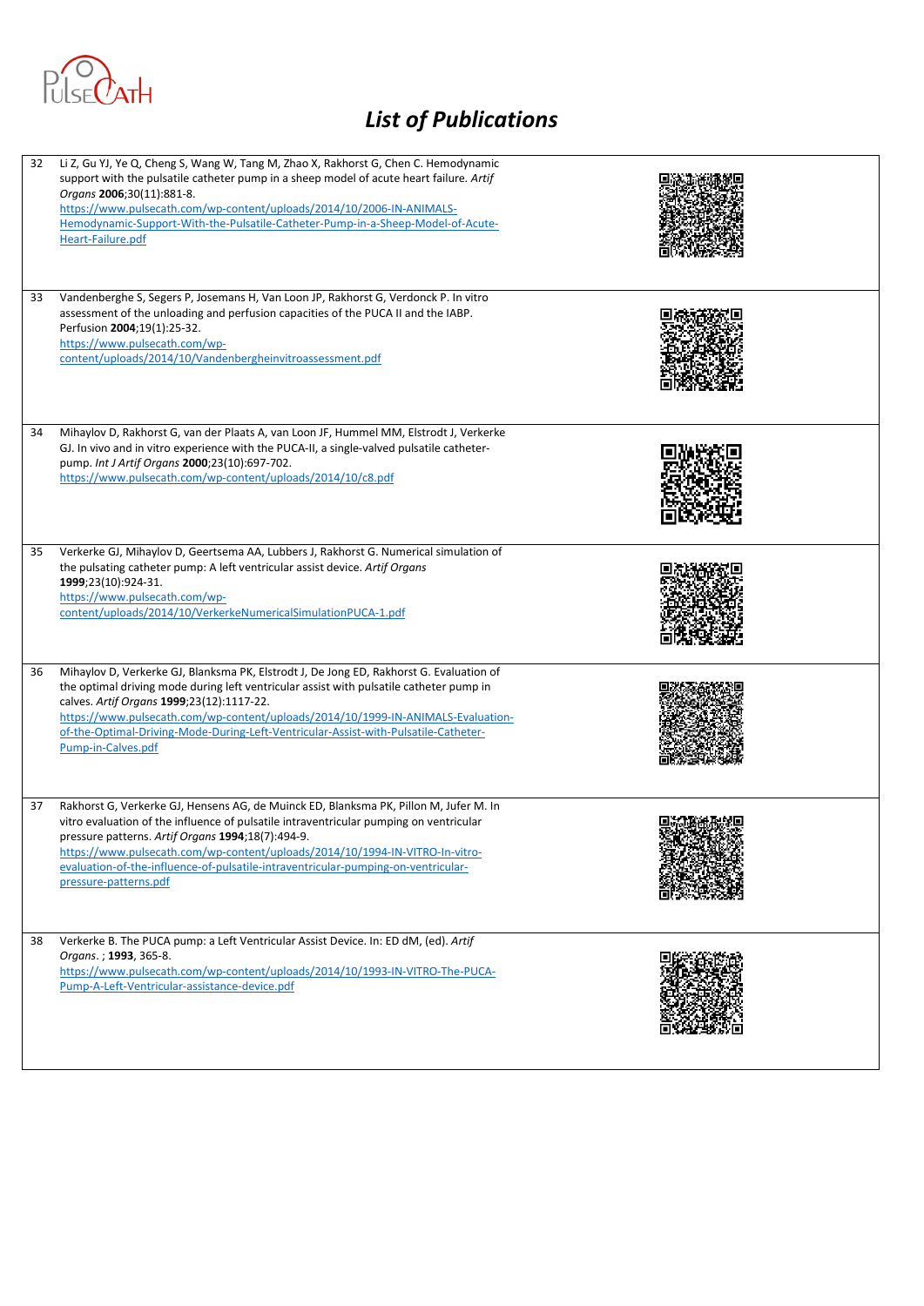# List of Publications

32. Li Z, Gu YJ, Ye Q, Cheng S, Wang W, Tang M, Zhao X, Rakhorst G, Chen C. Hemodynamic support with the pulsatile catheter pump in a sheep model of acute heart failure. *Artif Organs* **2006**;30(11):881-8.
https://www.pulsecath.com/wp-content/uploads/2014/10/2006-IN-ANIMALS-Hemodynamic-Support-With-the-Pulsatile-Catheter-Pump-in-a-Sheep-Model-of-Acute-Heart-Failure.pdf

33. Vandenberghe S, Segers P, Josemans H, Van Loon JP, Rakhorst G, Verdonck P. In vitro assessment of the unloading and perfusion capacities of the PUCA II and the IABP. Perfusion **2004**;19(1):25-32.
https://www.pulsecath.com/wp-content/uploads/2014/10/Vandenbergheinvitroassessment.pdf

34. Mihaylov D, Rakhorst G, van der Plaats A, van Loon JF, Hummel MM, Elstrodt J, Verkerke GJ. In vivo and in vitro experience with the PUCA-II, a single-valved pulsatile catheter-pump. *Int J Artif Organs* **2000**;23(10):697-702.
https://www.pulsecath.com/wp-content/uploads/2014/10/c8.pdf

35. Verkerke GJ, Mihaylov D, Geertsema AA, Lubbers J, Rakhorst G. Numerical simulation of the pulsating catheter pump: A left ventricular assist device. *Artif Organs* **1999**;23(10):924-31.
https://www.pulsecath.com/wp-content/uploads/2014/10/VerkerkeNumericalSimulationPUCA-1.pdf

36. Mihaylov D, Verkerke GJ, Blanksma PK, Elstrodt J, De Jong ED, Rakhorst G. Evaluation of the optimal driving mode during left ventricular assist with pulsatile catheter pump in calves. *Artif Organs* **1999**;23(12):1117-22.
https://www.pulsecath.com/wp-content/uploads/2014/10/1999-IN-ANIMALS-Evaluation-of-the-Optimal-Driving-Mode-During-Left-Ventricular-Assist-with-Pulsatile-Catheter-Pump-in-Calves.pdf

37. Rakhorst G, Verkerke GJ, Hensens AG, de Muinck ED, Blanksma PK, Pillon M, Jufer M. In vitro evaluation of the influence of pulsatile intraventricular pumping on ventricular pressure patterns. *Artif Organs* **1994**;18(7):494-9.
https://www.pulsecath.com/wp-content/uploads/2014/10/1994-IN-VITRO-In-vitro-evaluation-of-the-influence-of-pulsatile-intraventricular-pumping-on-ventricular-pressure-patterns.pdf

38. Verkerke B. The PUCA pump: a Left Ventricular Assist Device. In: ED dM, (ed). *Artif Organs*. ; **1993**, 365-8.
https://www.pulsecath.com/wp-content/uploads/2014/10/1993-IN-VITRO-The-PUCA-Pump-A-Left-Ventricular-assistance-device.pdf